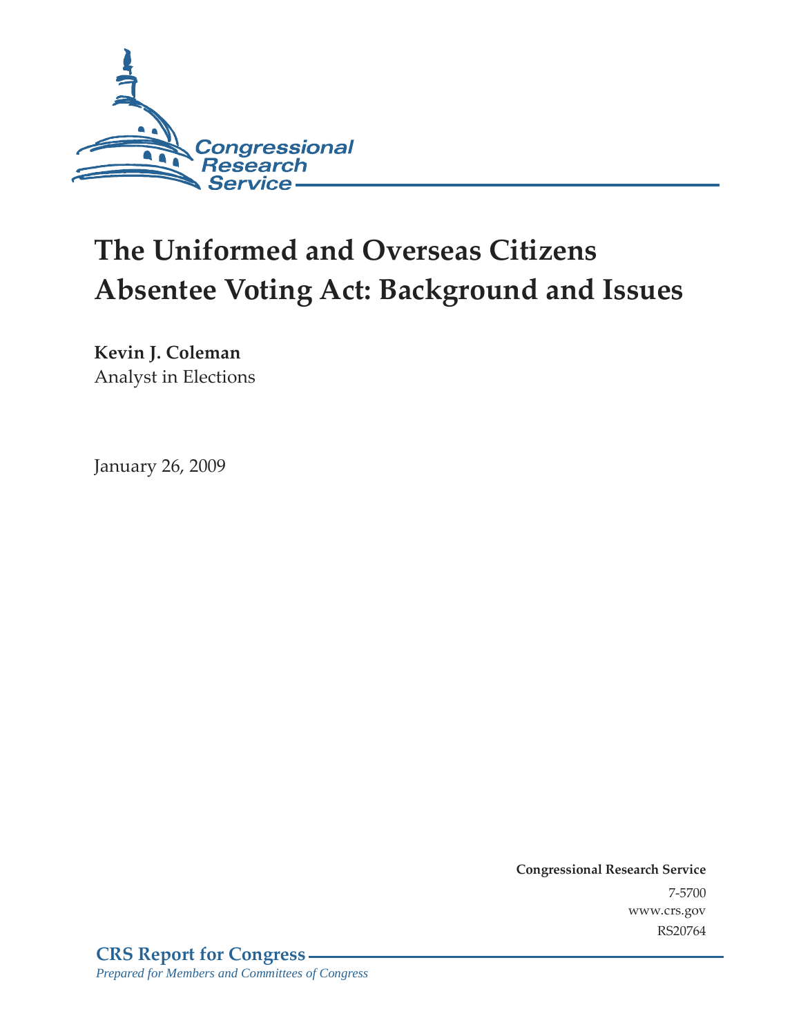# The Uniformed and Overseas Citizens Absentee Voting Act: Background and Issues

**Kevin J. Coleman**
Analyst in Elections

January 26, 2009

**Congressional Research Service**
7-5700
www.crs.gov
RS20764

**CRS Report for Congress**
*Prepared for Members and Committees of Congress*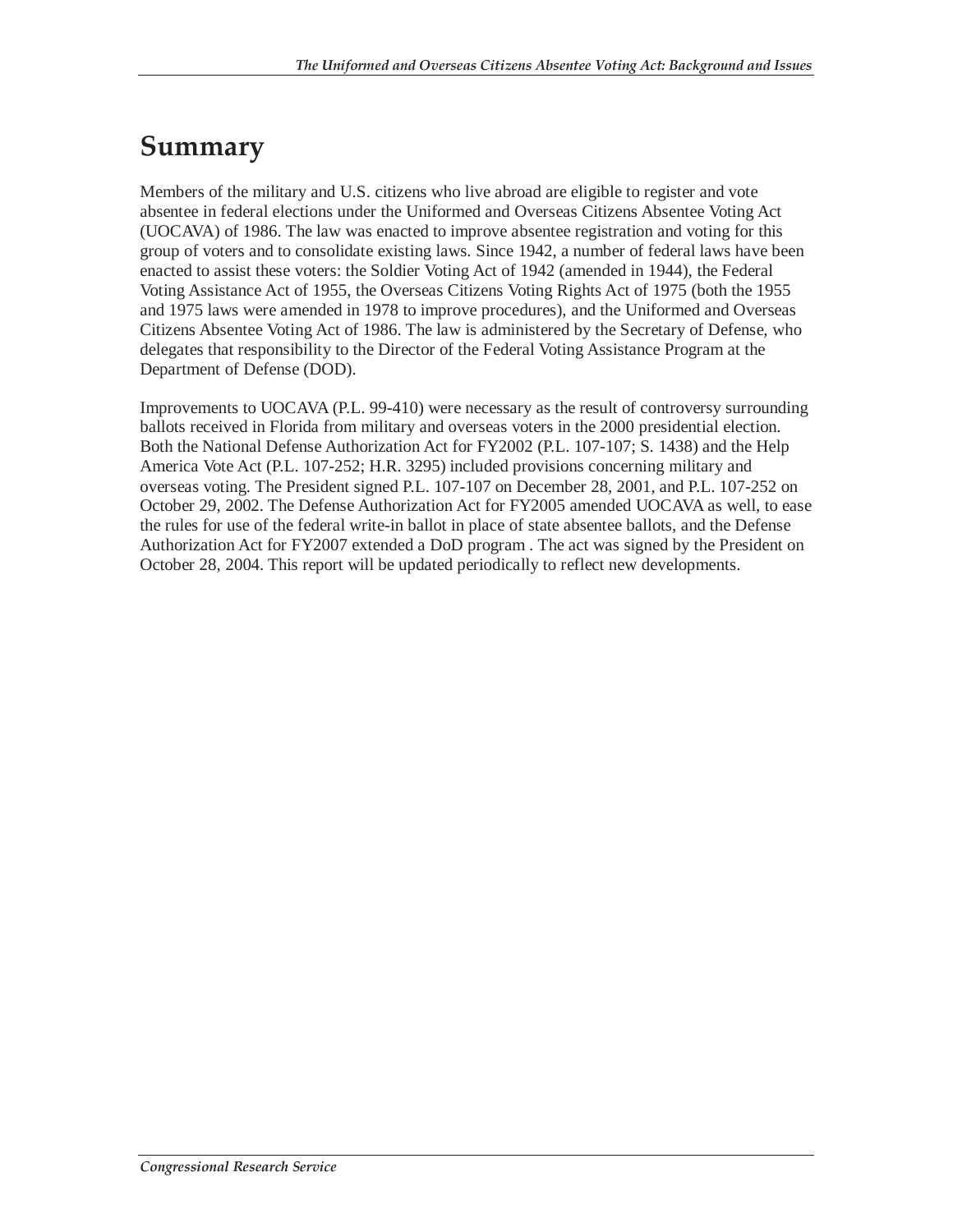# Summary

Members of the military and U.S. citizens who live abroad are eligible to register and vote absentee in federal elections under the Uniformed and Overseas Citizens Absentee Voting Act (UOCAVA) of 1986. The law was enacted to improve absentee registration and voting for this group of voters and to consolidate existing laws. Since 1942, a number of federal laws have been enacted to assist these voters: the Soldier Voting Act of 1942 (amended in 1944), the Federal Voting Assistance Act of 1955, the Overseas Citizens Voting Rights Act of 1975 (both the 1955 and 1975 laws were amended in 1978 to improve procedures), and the Uniformed and Overseas Citizens Absentee Voting Act of 1986. The law is administered by the Secretary of Defense, who delegates that responsibility to the Director of the Federal Voting Assistance Program at the Department of Defense (DOD).

Improvements to UOCAVA (P.L. 99-410) were necessary as the result of controversy surrounding ballots received in Florida from military and overseas voters in the 2000 presidential election. Both the National Defense Authorization Act for FY2002 (P.L. 107-107; S. 1438) and the Help America Vote Act (P.L. 107-252; H.R. 3295) included provisions concerning military and overseas voting. The President signed P.L. 107-107 on December 28, 2001, and P.L. 107-252 on October 29, 2002. The Defense Authorization Act for FY2005 amended UOCAVA as well, to ease the rules for use of the federal write-in ballot in place of state absentee ballots, and the Defense Authorization Act for FY2007 extended a DoD program . The act was signed by the President on October 28, 2004. This report will be updated periodically to reflect new developments.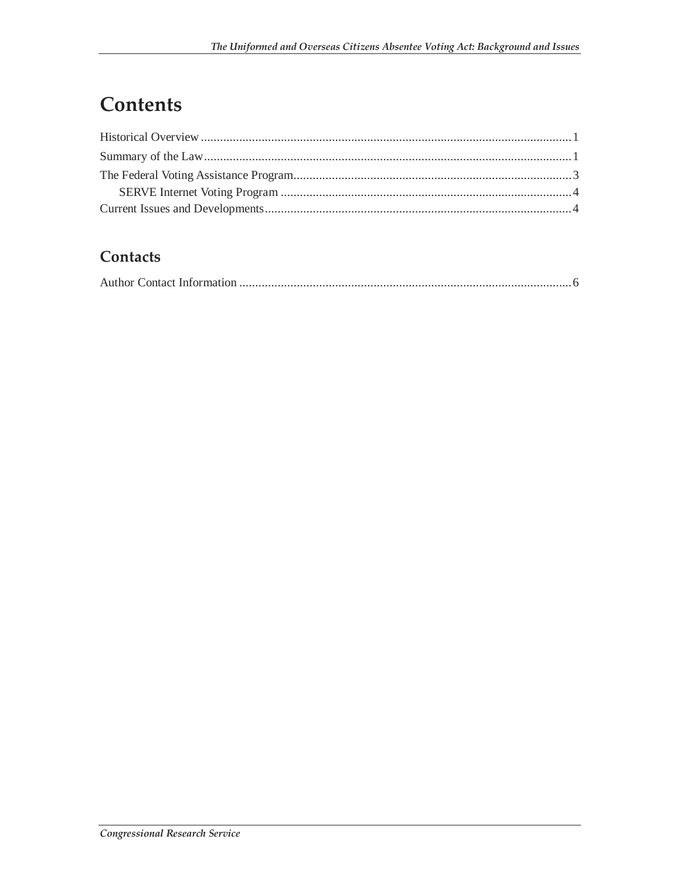# Contents

Historical Overview ........................................................................................................................ 1

Summary of the Law ....................................................................................................................... 1

The Federal Voting Assistance Program ......................................................................................... 3

SERVE Internet Voting Program ............................................................................................... 4

Current Issues and Developments .................................................................................................... 4

## Contacts

Author Contact Information ............................................................................................................ 6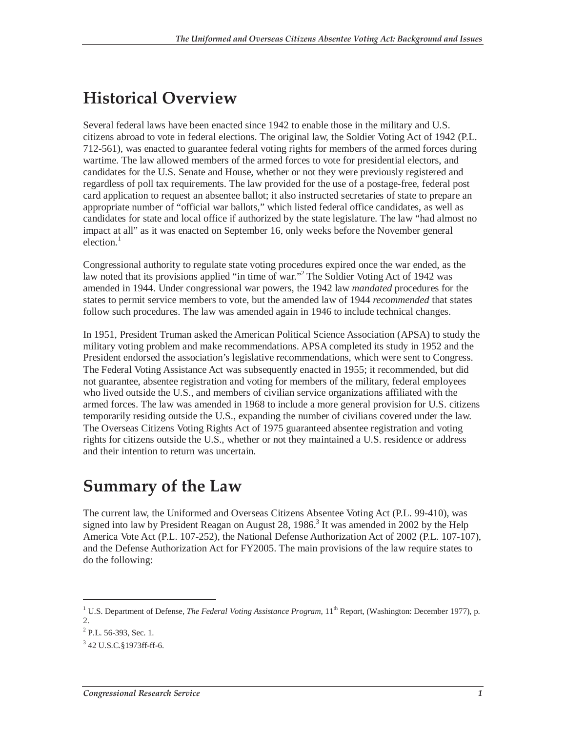## Historical Overview

Several federal laws have been enacted since 1942 to enable those in the military and U.S. citizens abroad to vote in federal elections. The original law, the Soldier Voting Act of 1942 (P.L. 712-561), was enacted to guarantee federal voting rights for members of the armed forces during wartime. The law allowed members of the armed forces to vote for presidential electors, and candidates for the U.S. Senate and House, whether or not they were previously registered and regardless of poll tax requirements. The law provided for the use of a postage-free, federal post card application to request an absentee ballot; it also instructed secretaries of state to prepare an appropriate number of "official war ballots," which listed federal office candidates, as well as candidates for state and local office if authorized by the state legislature. The law "had almost no impact at all" as it was enacted on September 16, only weeks before the November general election.[1]

Congressional authority to regulate state voting procedures expired once the war ended, as the law noted that its provisions applied "in time of war."[2] The Soldier Voting Act of 1942 was amended in 1944. Under congressional war powers, the 1942 law *mandated* procedures for the states to permit service members to vote, but the amended law of 1944 *recommended* that states follow such procedures. The law was amended again in 1946 to include technical changes.

In 1951, President Truman asked the American Political Science Association (APSA) to study the military voting problem and make recommendations. APSA completed its study in 1952 and the President endorsed the association's legislative recommendations, which were sent to Congress. The Federal Voting Assistance Act was subsequently enacted in 1955; it recommended, but did not guarantee, absentee registration and voting for members of the military, federal employees who lived outside the U.S., and members of civilian service organizations affiliated with the armed forces. The law was amended in 1968 to include a more general provision for U.S. citizens temporarily residing outside the U.S., expanding the number of civilians covered under the law. The Overseas Citizens Voting Rights Act of 1975 guaranteed absentee registration and voting rights for citizens outside the U.S., whether or not they maintained a U.S. residence or address and their intention to return was uncertain.

## Summary of the Law

The current law, the Uniformed and Overseas Citizens Absentee Voting Act (P.L. 99-410), was signed into law by President Reagan on August 28, 1986.[3] It was amended in 2002 by the Help America Vote Act (P.L. 107-252), the National Defense Authorization Act of 2002 (P.L. 107-107), and the Defense Authorization Act for FY2005. The main provisions of the law require states to do the following:

---

[1] U.S. Department of Defense, *The Federal Voting Assistance Program*, 11th Report, (Washington: December 1977), p. 2.

[2] P.L. 56-393, Sec. 1.

[3] 42 U.S.C.§1973ff-ff-6.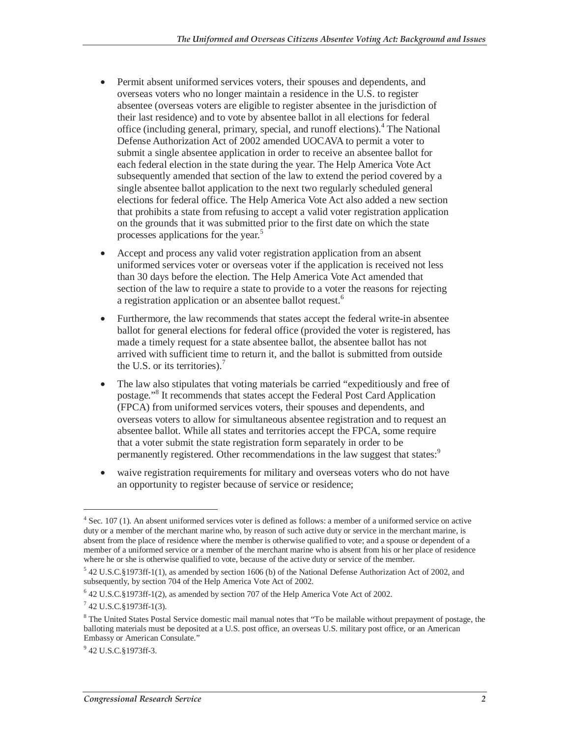- Permit absent uniformed services voters, their spouses and dependents, and overseas voters who no longer maintain a residence in the U.S. to register absentee (overseas voters are eligible to register absentee in the jurisdiction of their last residence) and to vote by absentee ballot in all elections for federal office (including general, primary, special, and runoff elections).[4] The National Defense Authorization Act of 2002 amended UOCAVA to permit a voter to submit a single absentee application in order to receive an absentee ballot for each federal election in the state during the year. The Help America Vote Act subsequently amended that section of the law to extend the period covered by a single absentee ballot application to the next two regularly scheduled general elections for federal office. The Help America Vote Act also added a new section that prohibits a state from refusing to accept a valid voter registration application on the grounds that it was submitted prior to the first date on which the state processes applications for the year.[5]
- Accept and process any valid voter registration application from an absent uniformed services voter or overseas voter if the application is received not less than 30 days before the election. The Help America Vote Act amended that section of the law to require a state to provide to a voter the reasons for rejecting a registration application or an absentee ballot request.[6]
- Furthermore, the law recommends that states accept the federal write-in absentee ballot for general elections for federal office (provided the voter is registered, has made a timely request for a state absentee ballot, the absentee ballot has not arrived with sufficient time to return it, and the ballot is submitted from outside the U.S. or its territories).[7]
- The law also stipulates that voting materials be carried "expeditiously and free of postage."[8] It recommends that states accept the Federal Post Card Application (FPCA) from uniformed services voters, their spouses and dependents, and overseas voters to allow for simultaneous absentee registration and to request an absentee ballot. While all states and territories accept the FPCA, some require that a voter submit the state registration form separately in order to be permanently registered. Other recommendations in the law suggest that states:[9]
- waive registration requirements for military and overseas voters who do not have an opportunity to register because of service or residence;

---

[4] Sec. 107 (1). An absent uniformed services voter is defined as follows: a member of a uniformed service on active duty or a member of the merchant marine who, by reason of such active duty or service in the merchant marine, is absent from the place of residence where the member is otherwise qualified to vote; and a spouse or dependent of a member of a uniformed service or a member of the merchant marine who is absent from his or her place of residence where he or she is otherwise qualified to vote, because of the active duty or service of the member.

[5] 42 U.S.C.§1973ff-1(1), as amended by section 1606 (b) of the National Defense Authorization Act of 2002, and subsequently, by section 704 of the Help America Vote Act of 2002.

[6] 42 U.S.C.§1973ff-1(2), as amended by section 707 of the Help America Vote Act of 2002.

[7] 42 U.S.C.§1973ff-1(3).

[8] The United States Postal Service domestic mail manual notes that "To be mailable without prepayment of postage, the balloting materials must be deposited at a U.S. post office, an overseas U.S. military post office, or an American Embassy or American Consulate."

[9] 42 U.S.C.§1973ff-3.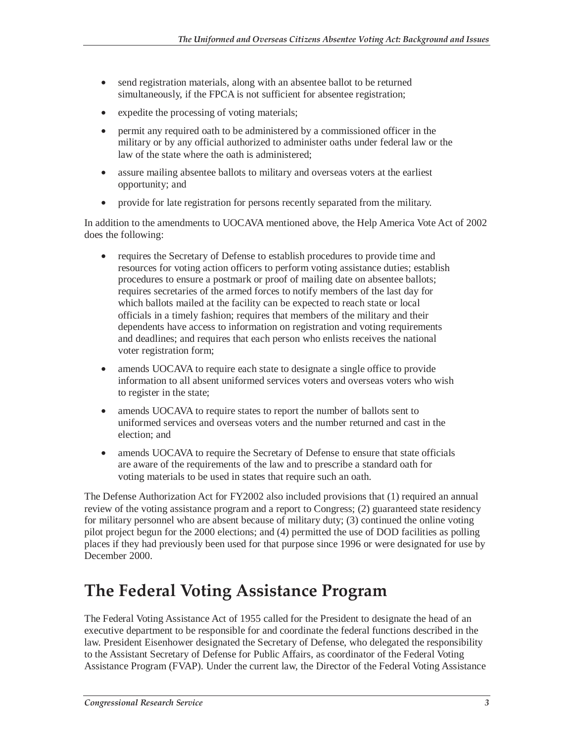- send registration materials, along with an absentee ballot to be returned simultaneously, if the FPCA is not sufficient for absentee registration;
- expedite the processing of voting materials;
- permit any required oath to be administered by a commissioned officer in the military or by any official authorized to administer oaths under federal law or the law of the state where the oath is administered;
- assure mailing absentee ballots to military and overseas voters at the earliest opportunity; and
- provide for late registration for persons recently separated from the military.

In addition to the amendments to UOCAVA mentioned above, the Help America Vote Act of 2002 does the following:

- requires the Secretary of Defense to establish procedures to provide time and resources for voting action officers to perform voting assistance duties; establish procedures to ensure a postmark or proof of mailing date on absentee ballots; requires secretaries of the armed forces to notify members of the last day for which ballots mailed at the facility can be expected to reach state or local officials in a timely fashion; requires that members of the military and their dependents have access to information on registration and voting requirements and deadlines; and requires that each person who enlists receives the national voter registration form;
- amends UOCAVA to require each state to designate a single office to provide information to all absent uniformed services voters and overseas voters who wish to register in the state;
- amends UOCAVA to require states to report the number of ballots sent to uniformed services and overseas voters and the number returned and cast in the election; and
- amends UOCAVA to require the Secretary of Defense to ensure that state officials are aware of the requirements of the law and to prescribe a standard oath for voting materials to be used in states that require such an oath.

The Defense Authorization Act for FY2002 also included provisions that (1) required an annual review of the voting assistance program and a report to Congress; (2) guaranteed state residency for military personnel who are absent because of military duty; (3) continued the online voting pilot project begun for the 2000 elections; and (4) permitted the use of DOD facilities as polling places if they had previously been used for that purpose since 1996 or were designated for use by December 2000.

# The Federal Voting Assistance Program

The Federal Voting Assistance Act of 1955 called for the President to designate the head of an executive department to be responsible for and coordinate the federal functions described in the law. President Eisenhower designated the Secretary of Defense, who delegated the responsibility to the Assistant Secretary of Defense for Public Affairs, as coordinator of the Federal Voting Assistance Program (FVAP). Under the current law, the Director of the Federal Voting Assistance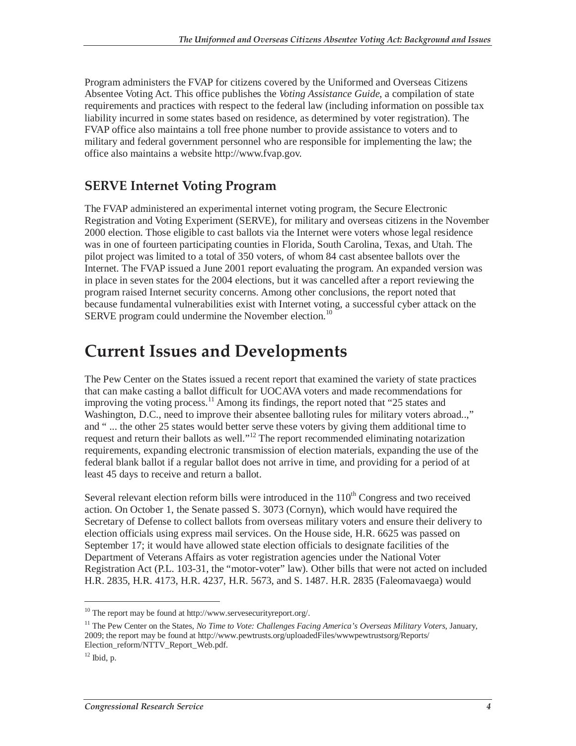Program administers the FVAP for citizens covered by the Uniformed and Overseas Citizens Absentee Voting Act. This office publishes the *Voting Assistance Guide*, a compilation of state requirements and practices with respect to the federal law (including information on possible tax liability incurred in some states based on residence, as determined by voter registration). The FVAP office also maintains a toll free phone number to provide assistance to voters and to military and federal government personnel who are responsible for implementing the law; the office also maintains a website http://www.fvap.gov.

## SERVE Internet Voting Program

The FVAP administered an experimental internet voting program, the Secure Electronic Registration and Voting Experiment (SERVE), for military and overseas citizens in the November 2000 election. Those eligible to cast ballots via the Internet were voters whose legal residence was in one of fourteen participating counties in Florida, South Carolina, Texas, and Utah. The pilot project was limited to a total of 350 voters, of whom 84 cast absentee ballots over the Internet. The FVAP issued a June 2001 report evaluating the program. An expanded version was in place in seven states for the 2004 elections, but it was cancelled after a report reviewing the program raised Internet security concerns. Among other conclusions, the report noted that because fundamental vulnerabilities exist with Internet voting, a successful cyber attack on the SERVE program could undermine the November election.[10]

# Current Issues and Developments

The Pew Center on the States issued a recent report that examined the variety of state practices that can make casting a ballot difficult for UOCAVA voters and made recommendations for improving the voting process.[11] Among its findings, the report noted that "25 states and Washington, D.C., need to improve their absentee balloting rules for military voters abroad..," and " ... the other 25 states would better serve these voters by giving them additional time to request and return their ballots as well."[12] The report recommended eliminating notarization requirements, expanding electronic transmission of election materials, expanding the use of the federal blank ballot if a regular ballot does not arrive in time, and providing for a period of at least 45 days to receive and return a ballot.

Several relevant election reform bills were introduced in the 110th Congress and two received action. On October 1, the Senate passed S. 3073 (Cornyn), which would have required the Secretary of Defense to collect ballots from overseas military voters and ensure their delivery to election officials using express mail services. On the House side, H.R. 6625 was passed on September 17; it would have allowed state election officials to designate facilities of the Department of Veterans Affairs as voter registration agencies under the National Voter Registration Act (P.L. 103-31, the "motor-voter" law). Other bills that were not acted on included H.R. 2835, H.R. 4173, H.R. 4237, H.R. 5673, and S. 1487. H.R. 2835 (Faleomavaega) would

---

[10] The report may be found at http://www.servesecurityreport.org/.

[11] The Pew Center on the States, *No Time to Vote: Challenges Facing America's Overseas Military Voters*, January, 2009; the report may be found at http://www.pewtrusts.org/uploadedFiles/wwwpewtrustsorg/Reports/Election_reform/NTTV_Report_Web.pdf.

[12] Ibid, p.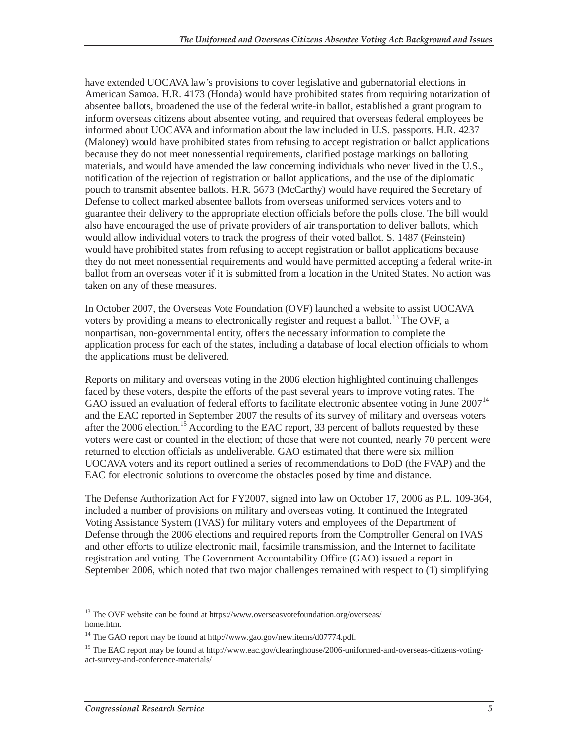have extended UOCAVA law's provisions to cover legislative and gubernatorial elections in American Samoa. H.R. 4173 (Honda) would have prohibited states from requiring notarization of absentee ballots, broadened the use of the federal write-in ballot, established a grant program to inform overseas citizens about absentee voting, and required that overseas federal employees be informed about UOCAVA and information about the law included in U.S. passports. H.R. 4237 (Maloney) would have prohibited states from refusing to accept registration or ballot applications because they do not meet nonessential requirements, clarified postage markings on balloting materials, and would have amended the law concerning individuals who never lived in the U.S., notification of the rejection of registration or ballot applications, and the use of the diplomatic pouch to transmit absentee ballots. H.R. 5673 (McCarthy) would have required the Secretary of Defense to collect marked absentee ballots from overseas uniformed services voters and to guarantee their delivery to the appropriate election officials before the polls close. The bill would also have encouraged the use of private providers of air transportation to deliver ballots, which would allow individual voters to track the progress of their voted ballot. S. 1487 (Feinstein) would have prohibited states from refusing to accept registration or ballot applications because they do not meet nonessential requirements and would have permitted accepting a federal write-in ballot from an overseas voter if it is submitted from a location in the United States. No action was taken on any of these measures.

In October 2007, the Overseas Vote Foundation (OVF) launched a website to assist UOCAVA voters by providing a means to electronically register and request a ballot.[13] The OVF, a nonpartisan, non-governmental entity, offers the necessary information to complete the application process for each of the states, including a database of local election officials to whom the applications must be delivered.

Reports on military and overseas voting in the 2006 election highlighted continuing challenges faced by these voters, despite the efforts of the past several years to improve voting rates. The GAO issued an evaluation of federal efforts to facilitate electronic absentee voting in June 2007[14] and the EAC reported in September 2007 the results of its survey of military and overseas voters after the 2006 election.[15] According to the EAC report, 33 percent of ballots requested by these voters were cast or counted in the election; of those that were not counted, nearly 70 percent were returned to election officials as undeliverable. GAO estimated that there were six million UOCAVA voters and its report outlined a series of recommendations to DoD (the FVAP) and the EAC for electronic solutions to overcome the obstacles posed by time and distance.

The Defense Authorization Act for FY2007, signed into law on October 17, 2006 as P.L. 109-364, included a number of provisions on military and overseas voting. It continued the Integrated Voting Assistance System (IVAS) for military voters and employees of the Department of Defense through the 2006 elections and required reports from the Comptroller General on IVAS and other efforts to utilize electronic mail, facsimile transmission, and the Internet to facilitate registration and voting. The Government Accountability Office (GAO) issued a report in September 2006, which noted that two major challenges remained with respect to (1) simplifying

---

[13] The OVF website can be found at https://www.overseasvotefoundation.org/overseas/home.htm.

[14] The GAO report may be found at http://www.gao.gov/new.items/d07774.pdf.

[15] The EAC report may be found at http://www.eac.gov/clearinghouse/2006-uniformed-and-overseas-citizens-voting-act-survey-and-conference-materials/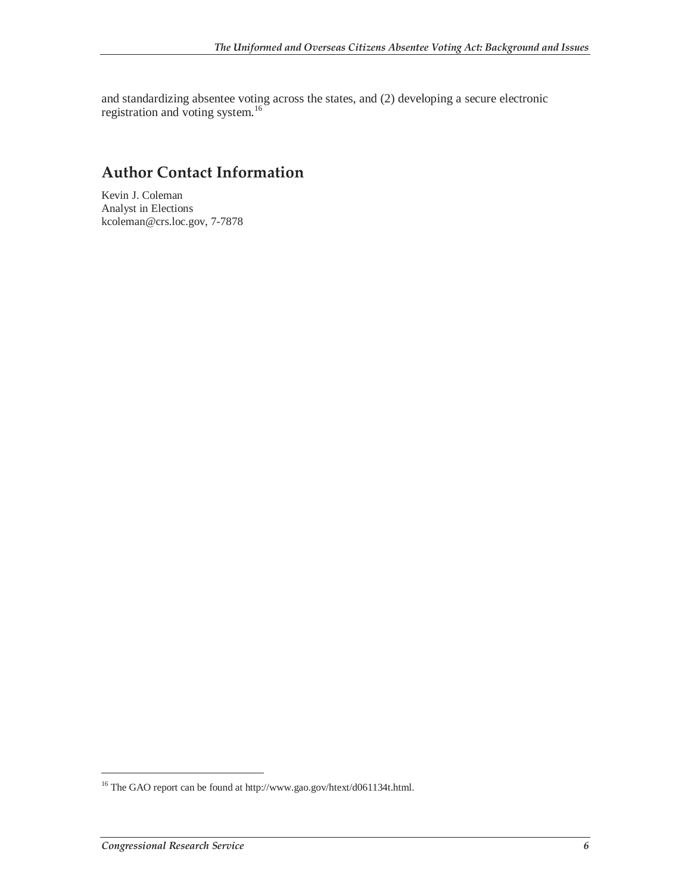and standardizing absentee voting across the states, and (2) developing a secure electronic registration and voting system.[16]

## Author Contact Information

Kevin J. Coleman
Analyst in Elections
kcoleman@crs.loc.gov, 7-7878

[16] The GAO report can be found at http://www.gao.gov/htext/d061134t.html.